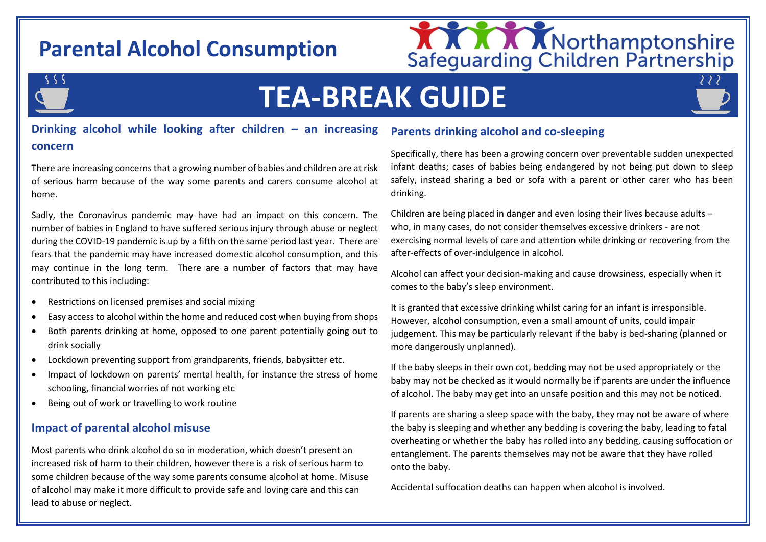# Parental Alcohol Consumption

Northamptonshire Safeguarding Children Partnership

# TEA-BREAK GUIDE

## Drinking alcohol while looking after children – an increasing concern

There are increasing concerns that a growing number of babies and children are at risk of serious harm because of the way some parents and carers consume alcohol at home.

Sadly, the Coronavirus pandemic may have had an impact on this concern. The number of babies in England to have suffered serious injury through abuse or neglect during the COVID-19 pandemic is up by a fifth on the same period last year. There are fears that the pandemic may have increased domestic alcohol consumption, and this may continue in the long term. There are a number of factors that may have contributed to this including:

- Restrictions on licensed premises and social mixing
- Easy access to alcohol within the home and reduced cost when buying from shops
- Both parents drinking at home, opposed to one parent potentially going out to drink socially
- Lockdown preventing support from grandparents, friends, babysitter etc.
- Impact of lockdown on parents' mental health, for instance the stress of home schooling, financial worries of not working etc
- Being out of work or travelling to work routine

## Impact of parental alcohol misuse

Most parents who drink alcohol do so in moderation, which doesn't present an increased risk of harm to their children, however there is a risk of serious harm to some children because of the way some parents consume alcohol at home. Misuse of alcohol may make it more difficult to provide safe and loving care and this can lead to abuse or neglect.

## Parents drinking alcohol and co-sleeping

Specifically, there has been a growing concern over preventable sudden unexpected infant deaths; cases of babies being endangered by not being put down to sleep safely, instead sharing a bed or sofa with a parent or other carer who has been drinking.

Children are being placed in danger and even losing their lives because adults – who, in many cases, do not consider themselves excessive drinkers - are not exercising normal levels of care and attention while drinking or recovering from the after-effects of over-indulgence in alcohol.

Alcohol can affect your decision-making and cause drowsiness, especially when it comes to the baby's sleep environment.

It is granted that excessive drinking whilst caring for an infant is irresponsible. However, alcohol consumption, even a small amount of units, could impair judgement. This may be particularly relevant if the baby is bed-sharing (planned or more dangerously unplanned).

If the baby sleeps in their own cot, bedding may not be used appropriately or the baby may not be checked as it would normally be if parents are under the influence of alcohol. The baby may get into an unsafe position and this may not be noticed.

If parents are sharing a sleep space with the baby, they may not be aware of where the baby is sleeping and whether any bedding is covering the baby, leading to fatal overheating or whether the baby has rolled into any bedding, causing suffocation or entanglement. The parents themselves may not be aware that they have rolled onto the baby.

Accidental suffocation deaths can happen when alcohol is involved.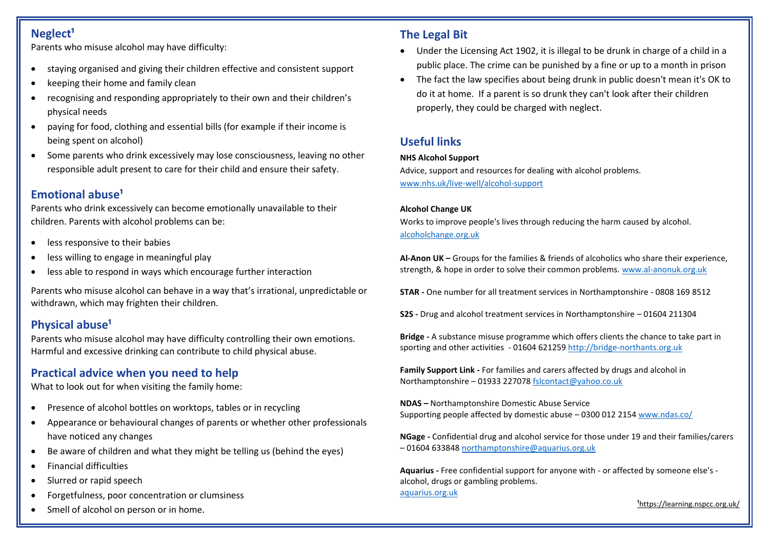## Neglect[1]

Parents who misuse alcohol may have difficulty:

- staying organised and giving their children effective and consistent support
- keeping their home and family clean
- recognising and responding appropriately to their own and their children's physical needs
- paying for food, clothing and essential bills (for example if their income is being spent on alcohol)
- Some parents who drink excessively may lose consciousness, leaving no other responsible adult present to care for their child and ensure their safety.

## Emotional abuse[1]

Parents who drink excessively can become emotionally unavailable to their children. Parents with alcohol problems can be:

- less responsive to their babies
- less willing to engage in meaningful play
- less able to respond in ways which encourage further interaction

Parents who misuse alcohol can behave in a way that's irrational, unpredictable or withdrawn, which may frighten their children.

## Physical abuse[1]

Parents who misuse alcohol may have difficulty controlling their own emotions. Harmful and excessive drinking can contribute to child physical abuse.

## Practical advice when you need to help

What to look out for when visiting the family home:

- Presence of alcohol bottles on worktops, tables or in recycling
- Appearance or behavioural changes of parents or whether other professionals have noticed any changes
- Be aware of children and what they might be telling us (behind the eyes)
- Financial difficulties
- Slurred or rapid speech
- Forgetfulness, poor concentration or clumsiness
- Smell of alcohol on person or in home.

## The Legal Bit

- Under the Licensing Act 1902, it is illegal to be drunk in charge of a child in a public place. The crime can be punished by a fine or up to a month in prison
- The fact the law specifies about being drunk in public doesn't mean it's OK to do it at home. If a parent is so drunk they can't look after their children properly, they could be charged with neglect.

## Useful links

**NHS Alcohol Support**
Advice, support and resources for dealing with alcohol problems.
www.nhs.uk/live-well/alcohol-support

**Alcohol Change UK**
Works to improve people's lives through reducing the harm caused by alcohol.
alcoholchange.org.uk

**Al-Anon UK –** Groups for the families & friends of alcoholics who share their experience, strength, & hope in order to solve their common problems. www.al-anonuk.org.uk

**STAR -** One number for all treatment services in Northamptonshire - 0808 169 8512

**S2S -** Drug and alcohol treatment services in Northamptonshire – 01604 211304

**Bridge -** A substance misuse programme which offers clients the chance to take part in sporting and other activities - 01604 621259 http://bridge-northants.org.uk

**Family Support Link -** For families and carers affected by drugs and alcohol in Northamptonshire – 01933 227078 fslcontact@yahoo.co.uk

**NDAS –** Northamptonshire Domestic Abuse Service
Supporting people affected by domestic abuse – 0300 012 2154 www.ndas.co/

**NGage -** Confidential drug and alcohol service for those under 19 and their families/carers – 01604 633848 northamptonshire@aquarius.org.uk

**Aquarius -** Free confidential support for anyone with - or affected by someone else's - alcohol, drugs or gambling problems.
aquarius.org.uk

[1]https://learning.nspcc.org.uk/